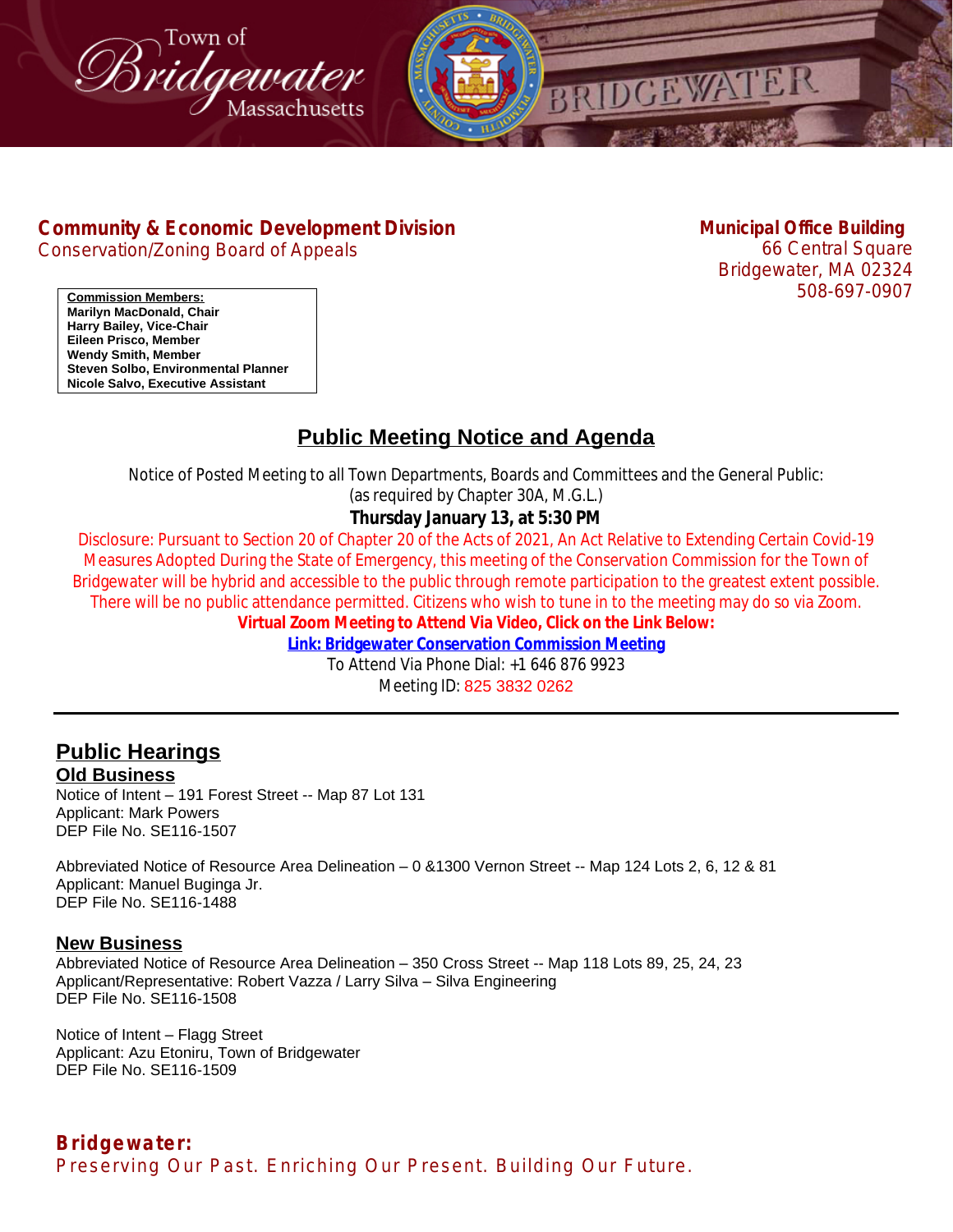Town of Bridgewater Massachusetts

**Community & Economic Development Division**
Conservation/Zoning Board of Appeals

**Municipal Office Building**
66 Central Square
Bridgewater, MA 02324
508-697-0907

**Commission Members:**
**Marilyn MacDonald, Chair**
**Harry Bailey, Vice-Chair**
**Eileen Prisco, Member**
**Wendy Smith, Member**
**Steven Solbo, Environmental Planner**
**Nicole Salvo, Executive Assistant**

# Public Meeting Notice and Agenda

Notice of Posted Meeting to all Town Departments, Boards and Committees and the General Public:
(as required by Chapter 30A, M.G.L.)

**Thursday January 13, at 5:30 PM**

Disclosure: Pursuant to Section 20 of Chapter 20 of the Acts of 2021, An Act Relative to Extending Certain Covid-19 Measures Adopted During the State of Emergency, this meeting of the Conservation Commission for the Town of Bridgewater will be hybrid and accessible to the public through remote participation to the greatest extent possible. There will be no public attendance permitted. Citizens who wish to tune in to the meeting may do so via Zoom.

**Virtual Zoom Meeting to Attend Via Video, Click on the Link Below:**

**Link: Bridgewater Conservation Commission Meeting**

To Attend Via Phone Dial: +1 646 876 9923
Meeting ID: 825 3832 0262

---

## Public Hearings

### Old Business

Notice of Intent – 191 Forest Street -- Map 87 Lot 131
Applicant: Mark Powers
DEP File No. SE116-1507

Abbreviated Notice of Resource Area Delineation – 0 &1300 Vernon Street -- Map 124 Lots 2, 6, 12 & 81
Applicant: Manuel Buginga Jr.
DEP File No. SE116-1488

### New Business

Abbreviated Notice of Resource Area Delineation – 350 Cross Street -- Map 118 Lots 89, 25, 24, 23
Applicant/Representative: Robert Vazza / Larry Silva – Silva Engineering
DEP File No. SE116-1508

Notice of Intent – Flagg Street
Applicant: Azu Etoniru, Town of Bridgewater
DEP File No. SE116-1509

**Bridgewater:**
Preserving Our Past. Enriching Our Present. Building Our Future.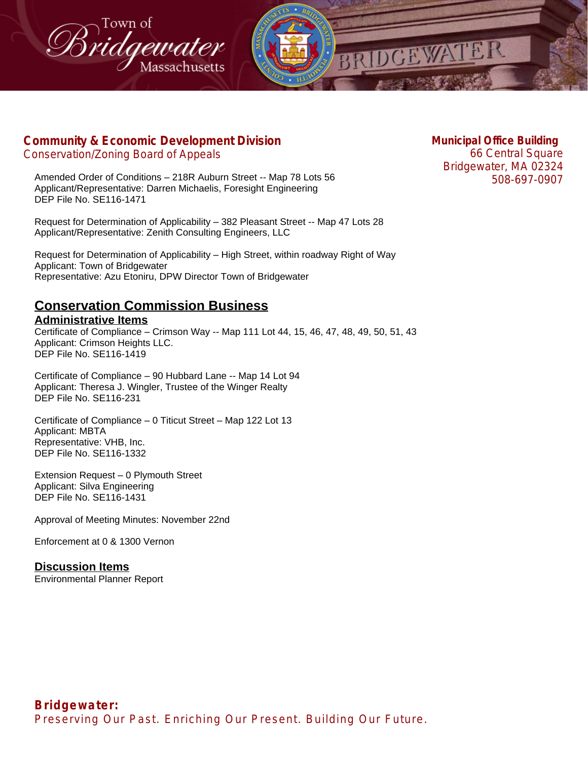**Community & Economic Development Division**
Conservation/Zoning Board of Appeals

**Municipal Office Building**
66 Central Square
Bridgewater, MA 02324
508-697-0907

Amended Order of Conditions – 218R Auburn Street -- Map 78 Lots 56
Applicant/Representative: Darren Michaelis, Foresight Engineering
DEP File No. SE116-1471

Request for Determination of Applicability – 382 Pleasant Street -- Map 47 Lots 28
Applicant/Representative: Zenith Consulting Engineers, LLC

Request for Determination of Applicability – High Street, within roadway Right of Way
Applicant: Town of Bridgewater
Representative: Azu Etoniru, DPW Director Town of Bridgewater

## Conservation Commission Business

### Administrative Items

Certificate of Compliance – Crimson Way -- Map 111 Lot 44, 15, 46, 47, 48, 49, 50, 51, 43
Applicant: Crimson Heights LLC.
DEP File No. SE116-1419

Certificate of Compliance – 90 Hubbard Lane -- Map 14 Lot 94
Applicant: Theresa J. Wingler, Trustee of the Winger Realty
DEP File No. SE116-231

Certificate of Compliance – 0 Titicut Street – Map 122 Lot 13
Applicant: MBTA
Representative: VHB, Inc.
DEP File No. SE116-1332

Extension Request – 0 Plymouth Street
Applicant: Silva Engineering
DEP File No. SE116-1431

Approval of Meeting Minutes: November 22nd

Enforcement at 0 & 1300 Vernon

### Discussion Items

Environmental Planner Report

**Bridgewater:**
Preserving Our Past. Enriching Our Present. Building Our Future.